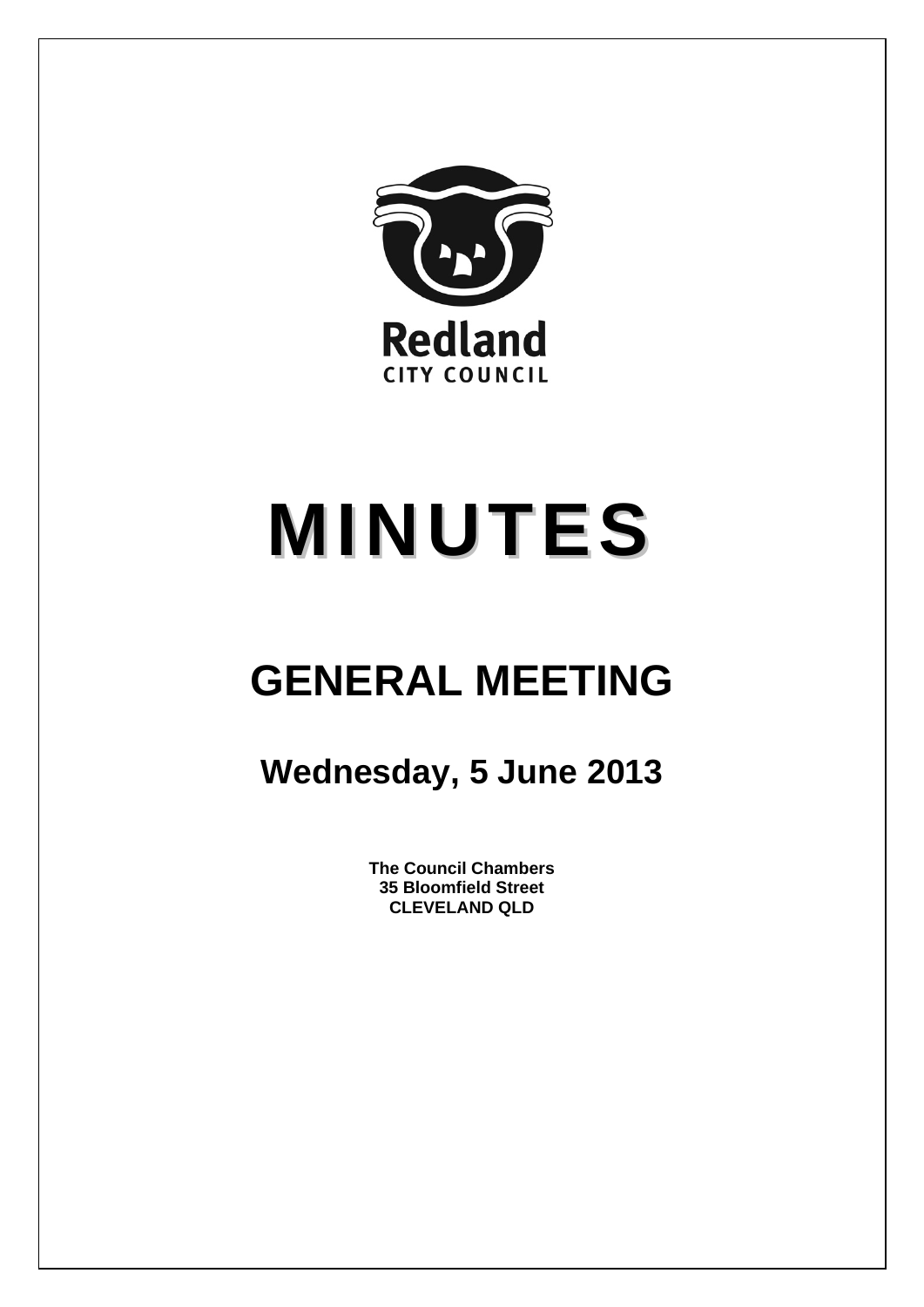Redland
CITY COUNCIL

# MINUTES

## GENERAL MEETING

### Wednesday, 5 June 2013

**The Council Chambers**
**35 Bloomfield Street**
**CLEVELAND QLD**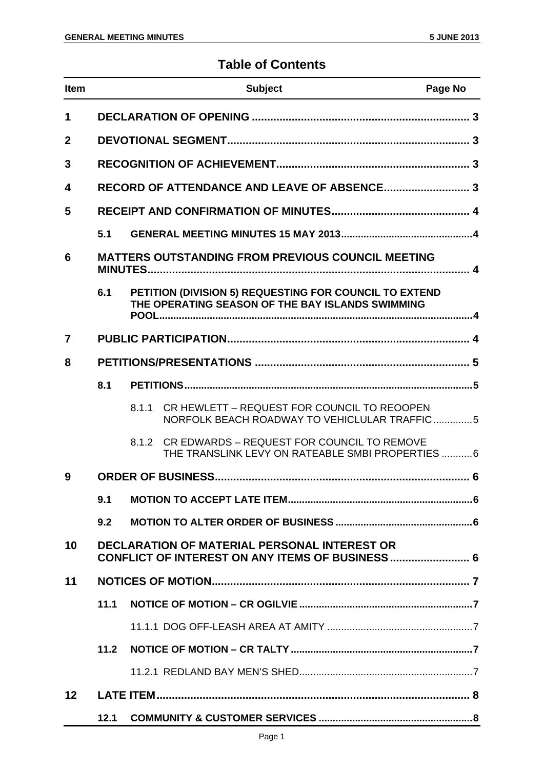# Table of Contents

| Item | | | Subject | Page No |
|---|---|---|---|---|
| **1** | **DECLARATION OF OPENING** | | | **3** |
| **2** | **DEVOTIONAL SEGMENT** | | | **3** |
| **3** | **RECOGNITION OF ACHIEVEMENT** | | | **3** |
| **4** | **RECORD OF ATTENDANCE AND LEAVE OF ABSENCE** | | | **3** |
| **5** | **RECEIPT AND CONFIRMATION OF MINUTES** | | | **4** |
| | **5.1** | **GENERAL MEETING MINUTES 15 MAY 2013** | | **4** |
| **6** | **MATTERS OUTSTANDING FROM PREVIOUS COUNCIL MEETING MINUTES** | | | **4** |
| | **6.1** | **PETITION (DIVISION 5) REQUESTING FOR COUNCIL TO EXTEND THE OPERATING SEASON OF THE BAY ISLANDS SWIMMING POOL** | | **4** |
| **7** | **PUBLIC PARTICIPATION** | | | **4** |
| **8** | **PETITIONS/PRESENTATIONS** | | | **5** |
| | **8.1** | **PETITIONS** | | **5** |
| | | 8.1.1 | CR HEWLETT – REQUEST FOR COUNCIL TO REOOPEN NORFOLK BEACH ROADWAY TO VEHICLULAR TRAFFIC | 5 |
| | | 8.1.2 | CR EDWARDS – REQUEST FOR COUNCIL TO REMOVE THE TRANSLINK LEVY ON RATEABLE SMBI PROPERTIES | 6 |
| **9** | **ORDER OF BUSINESS** | | | **6** |
| | **9.1** | **MOTION TO ACCEPT LATE ITEM** | | **6** |
| | **9.2** | **MOTION TO ALTER ORDER OF BUSINESS** | | **6** |
| **10** | **DECLARATION OF MATERIAL PERSONAL INTEREST OR CONFLICT OF INTEREST ON ANY ITEMS OF BUSINESS** | | | **6** |
| **11** | **NOTICES OF MOTION** | | | **7** |
| | **11.1** | **NOTICE OF MOTION – CR OGILVIE** | | **7** |
| | | 11.1.1 DOG OFF-LEASH AREA AT AMITY | | 7 |
| | **11.2** | **NOTICE OF MOTION – CR TALTY** | | **7** |
| | | 11.2.1 REDLAND BAY MEN'S SHED | | 7 |
| **12** | **LATE ITEM** | | | **8** |
| | **12.1** | **COMMUNITY & CUSTOMER SERVICES** | | **8** |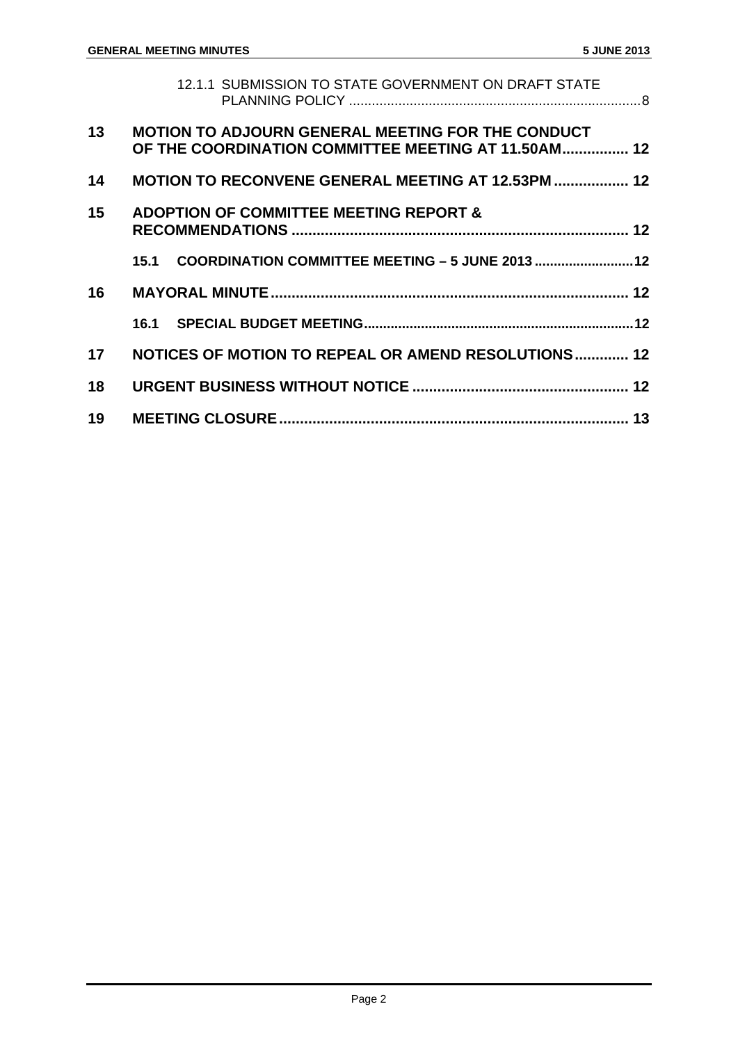12.1.1 SUBMISSION TO STATE GOVERNMENT ON DRAFT STATE PLANNING POLICY ............................................................................ 8

**13 MOTION TO ADJOURN GENERAL MEETING FOR THE CONDUCT OF THE COORDINATION COMMITTEE MEETING AT 11.50AM................ 12**

**14 MOTION TO RECONVENE GENERAL MEETING AT 12.53PM .................. 12**

**15 ADOPTION OF COMMITTEE MEETING REPORT & RECOMMENDATIONS ................................................................................ 12**

**15.1 COORDINATION COMMITTEE MEETING – 5 JUNE 2013 .........................12**

**16 MAYORAL MINUTE .................................................................................... 12**

**16.1 SPECIAL BUDGET MEETING......................................................................12**

**17 NOTICES OF MOTION TO REPEAL OR AMEND RESOLUTIONS ............. 12**

**18 URGENT BUSINESS WITHOUT NOTICE ................................................... 12**

**19 MEETING CLOSURE .................................................................................. 13**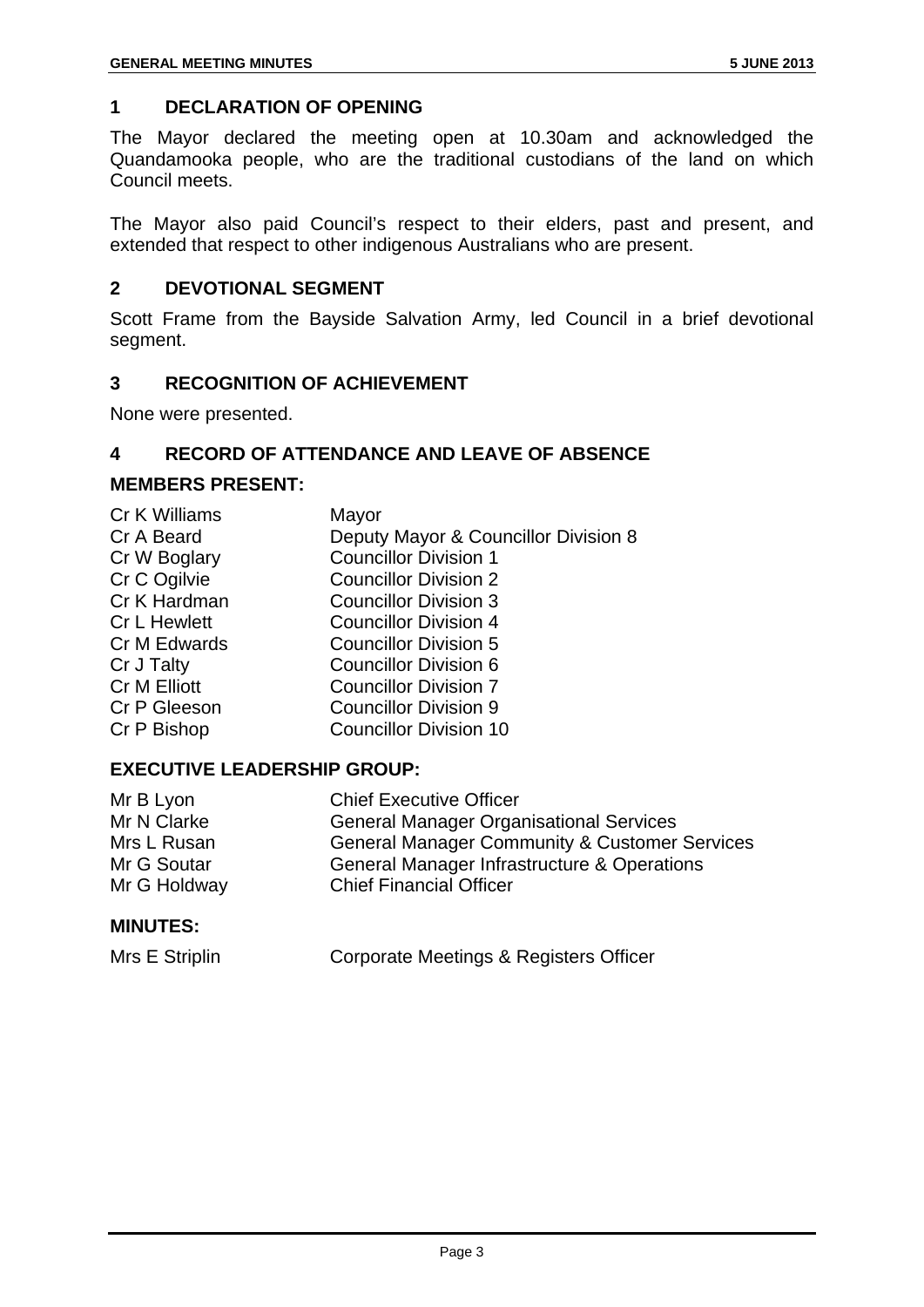## 1 DECLARATION OF OPENING

The Mayor declared the meeting open at 10.30am and acknowledged the Quandamooka people, who are the traditional custodians of the land on which Council meets.

The Mayor also paid Council's respect to their elders, past and present, and extended that respect to other indigenous Australians who are present.

## 2 DEVOTIONAL SEGMENT

Scott Frame from the Bayside Salvation Army, led Council in a brief devotional segment.

## 3 RECOGNITION OF ACHIEVEMENT

None were presented.

## 4 RECORD OF ATTENDANCE AND LEAVE OF ABSENCE

### MEMBERS PRESENT:

| | |
|---|---|
| Cr K Williams | Mayor |
| Cr A Beard | Deputy Mayor & Councillor Division 8 |
| Cr W Boglary | Councillor Division 1 |
| Cr C Ogilvie | Councillor Division 2 |
| Cr K Hardman | Councillor Division 3 |
| Cr L Hewlett | Councillor Division 4 |
| Cr M Edwards | Councillor Division 5 |
| Cr J Talty | Councillor Division 6 |
| Cr M Elliott | Councillor Division 7 |
| Cr P Gleeson | Councillor Division 9 |
| Cr P Bishop | Councillor Division 10 |

### EXECUTIVE LEADERSHIP GROUP:

| | |
|---|---|
| Mr B Lyon | Chief Executive Officer |
| Mr N Clarke | General Manager Organisational Services |
| Mrs L Rusan | General Manager Community & Customer Services |
| Mr G Soutar | General Manager Infrastructure & Operations |
| Mr G Holdway | Chief Financial Officer |

### MINUTES:

| | |
|---|---|
| Mrs E Striplin | Corporate Meetings & Registers Officer |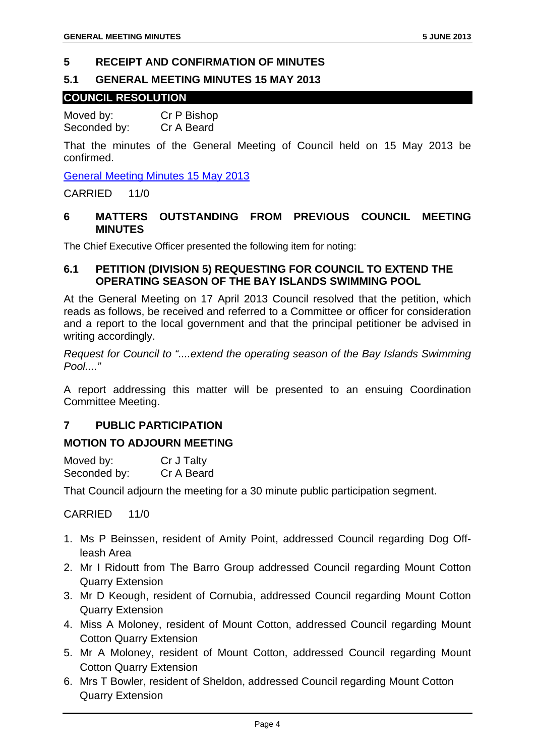## 5 RECEIPT AND CONFIRMATION OF MINUTES

### 5.1 GENERAL MEETING MINUTES 15 MAY 2013

**COUNCIL RESOLUTION**

Moved by: Cr P Bishop
Seconded by: Cr A Beard

That the minutes of the General Meeting of Council held on 15 May 2013 be confirmed.

General Meeting Minutes 15 May 2013

CARRIED 11/0

## 6 MATTERS OUTSTANDING FROM PREVIOUS COUNCIL MEETING MINUTES

The Chief Executive Officer presented the following item for noting:

### 6.1 PETITION (DIVISION 5) REQUESTING FOR COUNCIL TO EXTEND THE OPERATING SEASON OF THE BAY ISLANDS SWIMMING POOL

At the General Meeting on 17 April 2013 Council resolved that the petition, which reads as follows, be received and referred to a Committee or officer for consideration and a report to the local government and that the principal petitioner be advised in writing accordingly.

*Request for Council to "....extend the operating season of the Bay Islands Swimming Pool...."*

A report addressing this matter will be presented to an ensuing Coordination Committee Meeting.

## 7 PUBLIC PARTICIPATION

**MOTION TO ADJOURN MEETING**

Moved by: Cr J Talty
Seconded by: Cr A Beard

That Council adjourn the meeting for a 30 minute public participation segment.

CARRIED 11/0

1. Ms P Beinssen, resident of Amity Point, addressed Council regarding Dog Off-leash Area
2. Mr I Ridoutt from The Barro Group addressed Council regarding Mount Cotton Quarry Extension
3. Mr D Keough, resident of Cornubia, addressed Council regarding Mount Cotton Quarry Extension
4. Miss A Moloney, resident of Mount Cotton, addressed Council regarding Mount Cotton Quarry Extension
5. Mr A Moloney, resident of Mount Cotton, addressed Council regarding Mount Cotton Quarry Extension
6. Mrs T Bowler, resident of Sheldon, addressed Council regarding Mount Cotton Quarry Extension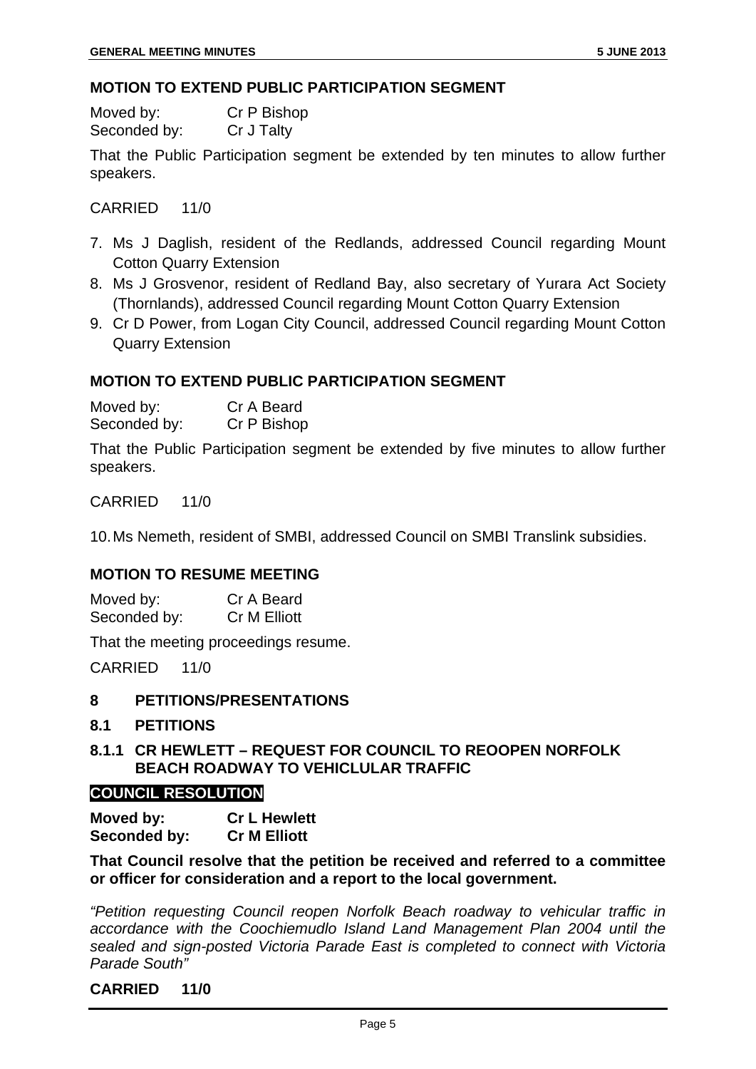### MOTION TO EXTEND PUBLIC PARTICIPATION SEGMENT

Moved by: Cr P Bishop
Seconded by: Cr J Talty

That the Public Participation segment be extended by ten minutes to allow further speakers.

CARRIED 11/0

7. Ms J Daglish, resident of the Redlands, addressed Council regarding Mount Cotton Quarry Extension
8. Ms J Grosvenor, resident of Redland Bay, also secretary of Yurara Act Society (Thornlands), addressed Council regarding Mount Cotton Quarry Extension
9. Cr D Power, from Logan City Council, addressed Council regarding Mount Cotton Quarry Extension

### MOTION TO EXTEND PUBLIC PARTICIPATION SEGMENT

Moved by: Cr A Beard
Seconded by: Cr P Bishop

That the Public Participation segment be extended by five minutes to allow further speakers.

CARRIED 11/0

10. Ms Nemeth, resident of SMBI, addressed Council on SMBI Translink subsidies.

### MOTION TO RESUME MEETING

Moved by: Cr A Beard
Seconded by: Cr M Elliott

That the meeting proceedings resume.

CARRIED 11/0

## 8 PETITIONS/PRESENTATIONS

### 8.1 PETITIONS

### 8.1.1 CR HEWLETT – REQUEST FOR COUNCIL TO REOOPEN NORFOLK BEACH ROADWAY TO VEHICLULAR TRAFFIC

**COUNCIL RESOLUTION**

**Moved by: Cr L Hewlett**
**Seconded by: Cr M Elliott**

**That Council resolve that the petition be received and referred to a committee or officer for consideration and a report to the local government.**

*"Petition requesting Council reopen Norfolk Beach roadway to vehicular traffic in accordance with the Coochiemudlo Island Land Management Plan 2004 until the sealed and sign-posted Victoria Parade East is completed to connect with Victoria Parade South"*

**CARRIED 11/0**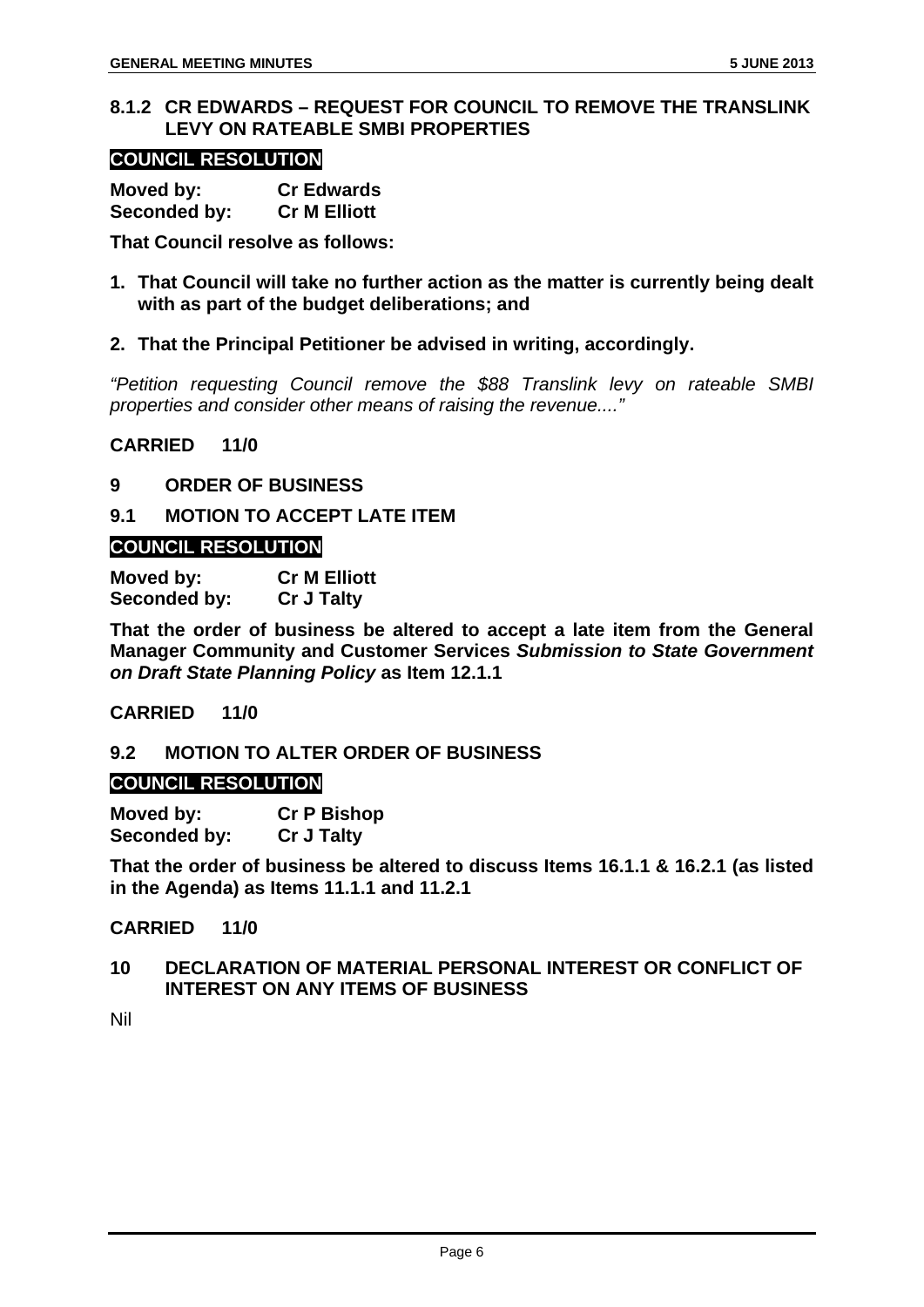### 8.1.2 CR EDWARDS – REQUEST FOR COUNCIL TO REMOVE THE TRANSLINK LEVY ON RATEABLE SMBI PROPERTIES

**COUNCIL RESOLUTION**

**Moved by: Cr Edwards**
**Seconded by: Cr M Elliott**

**That Council resolve as follows:**

1. **That Council will take no further action as the matter is currently being dealt with as part of the budget deliberations; and**
2. **That the Principal Petitioner be advised in writing, accordingly.**

*"Petition requesting Council remove the $88 Translink levy on rateable SMBI properties and consider other means of raising the revenue...."*

**CARRIED 11/0**

## 9 ORDER OF BUSINESS

### 9.1 MOTION TO ACCEPT LATE ITEM

**COUNCIL RESOLUTION**

**Moved by: Cr M Elliott**
**Seconded by: Cr J Talty**

**That the order of business be altered to accept a late item from the General Manager Community and Customer Services *Submission to State Government on Draft State Planning Policy* as Item 12.1.1**

**CARRIED 11/0**

### 9.2 MOTION TO ALTER ORDER OF BUSINESS

**COUNCIL RESOLUTION**

**Moved by: Cr P Bishop**
**Seconded by: Cr J Talty**

**That the order of business be altered to discuss Items 16.1.1 & 16.2.1 (as listed in the Agenda) as Items 11.1.1 and 11.2.1**

**CARRIED 11/0**

## 10 DECLARATION OF MATERIAL PERSONAL INTEREST OR CONFLICT OF INTEREST ON ANY ITEMS OF BUSINESS

Nil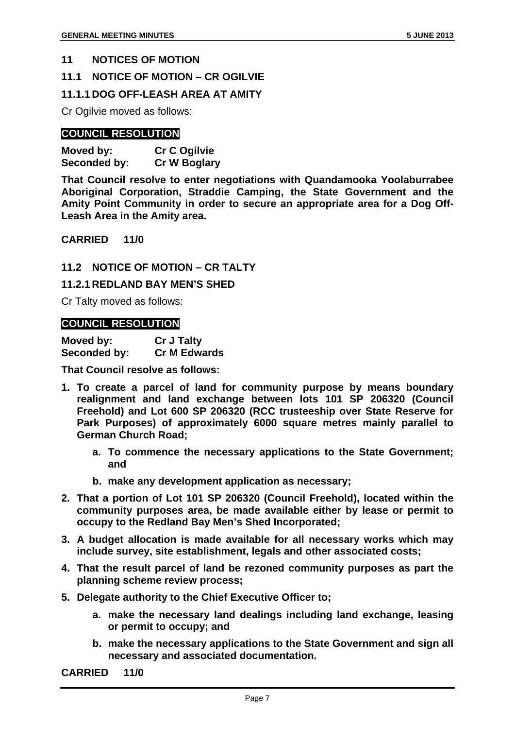## 11 NOTICES OF MOTION

### 11.1 NOTICE OF MOTION – CR OGILVIE

#### 11.1.1 DOG OFF-LEASH AREA AT AMITY

Cr Ogilvie moved as follows:

**COUNCIL RESOLUTION**

**Moved by:** **Cr C Ogilvie**
**Seconded by:** **Cr W Boglary**

**That Council resolve to enter negotiations with Quandamooka Yoolaburrabee Aboriginal Corporation, Straddie Camping, the State Government and the Amity Point Community in order to secure an appropriate area for a Dog Off-Leash Area in the Amity area.**

**CARRIED 11/0**

### 11.2 NOTICE OF MOTION – CR TALTY

#### 11.2.1 REDLAND BAY MEN'S SHED

Cr Talty moved as follows:

**COUNCIL RESOLUTION**

**Moved by:** **Cr J Talty**
**Seconded by:** **Cr M Edwards**

**That Council resolve as follows:**

1. **To create a parcel of land for community purpose by means boundary realignment and land exchange between lots 101 SP 206320 (Council Freehold) and Lot 600 SP 206320 (RCC trusteeship over State Reserve for Park Purposes) of approximately 6000 square metres mainly parallel to German Church Road;**
    a. **To commence the necessary applications to the State Government; and**
    b. **make any development application as necessary;**
2. **That a portion of Lot 101 SP 206320 (Council Freehold), located within the community purposes area, be made available either by lease or permit to occupy to the Redland Bay Men's Shed Incorporated;**
3. **A budget allocation is made available for all necessary works which may include survey, site establishment, legals and other associated costs;**
4. **That the result parcel of land be rezoned community purposes as part the planning scheme review process;**
5. **Delegate authority to the Chief Executive Officer to;**
    a. **make the necessary land dealings including land exchange, leasing or permit to occupy; and**
    b. **make the necessary applications to the State Government and sign all necessary and associated documentation.**

**CARRIED 11/0**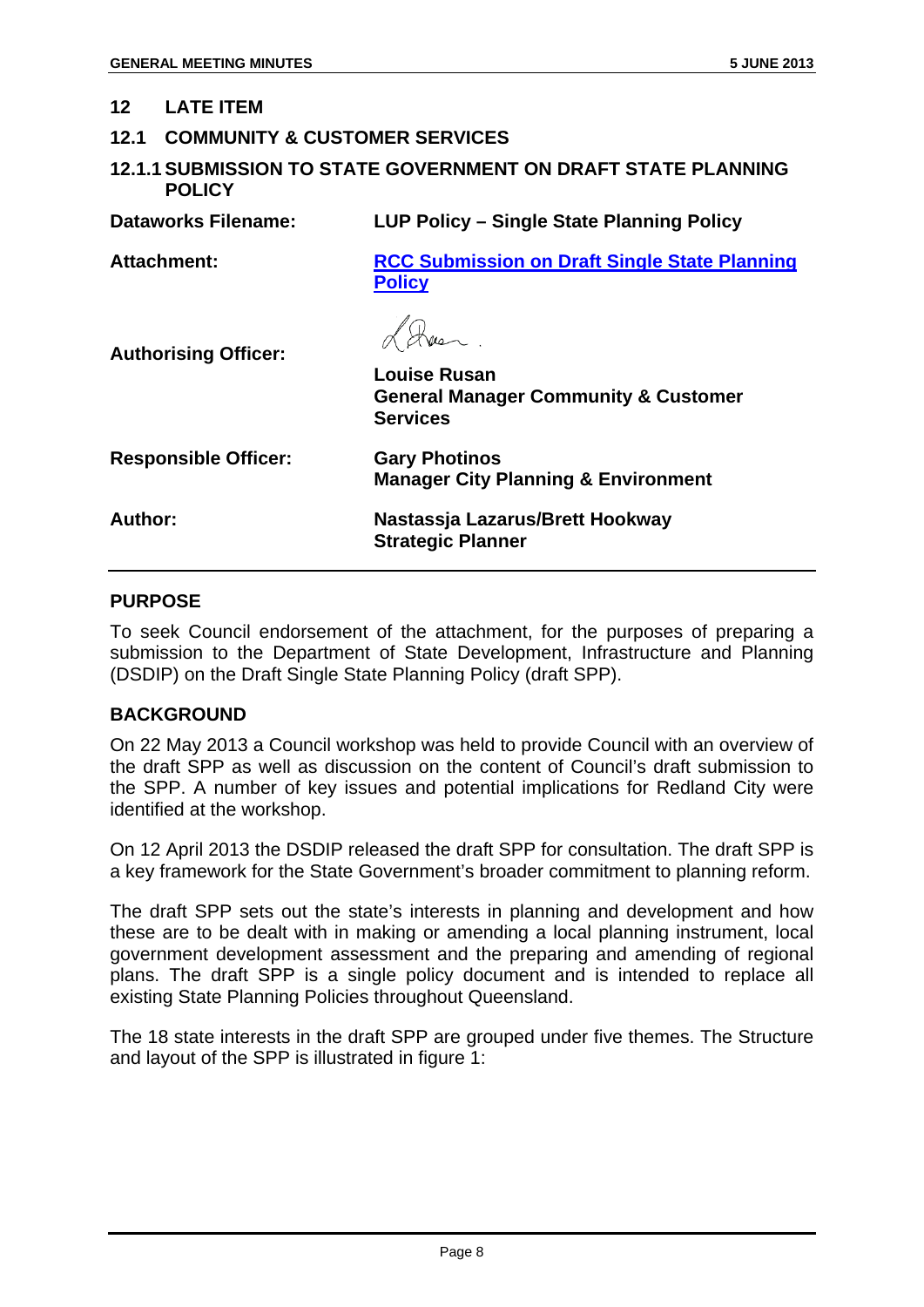## 12 LATE ITEM

## 12.1 COMMUNITY & CUSTOMER SERVICES

### 12.1.1 SUBMISSION TO STATE GOVERNMENT ON DRAFT STATE PLANNING POLICY

| | |
|---|---|
| **Dataworks Filename:** | **LUP Policy – Single State Planning Policy** |
| **Attachment:** | **RCC Submission on Draft Single State Planning Policy** |
| **Authorising Officer:** | **Louise Rusan**<br>**General Manager Community & Customer Services** |
| **Responsible Officer:** | **Gary Photinos**<br>**Manager City Planning & Environment** |
| **Author:** | **Nastassja Lazarus/Brett Hookway**<br>**Strategic Planner** |

#### PURPOSE

To seek Council endorsement of the attachment, for the purposes of preparing a submission to the Department of State Development, Infrastructure and Planning (DSDIP) on the Draft Single State Planning Policy (draft SPP).

#### BACKGROUND

On 22 May 2013 a Council workshop was held to provide Council with an overview of the draft SPP as well as discussion on the content of Council's draft submission to the SPP. A number of key issues and potential implications for Redland City were identified at the workshop.

On 12 April 2013 the DSDIP released the draft SPP for consultation. The draft SPP is a key framework for the State Government's broader commitment to planning reform.

The draft SPP sets out the state's interests in planning and development and how these are to be dealt with in making or amending a local planning instrument, local government development assessment and the preparing and amending of regional plans. The draft SPP is a single policy document and is intended to replace all existing State Planning Policies throughout Queensland.

The 18 state interests in the draft SPP are grouped under five themes. The Structure and layout of the SPP is illustrated in figure 1: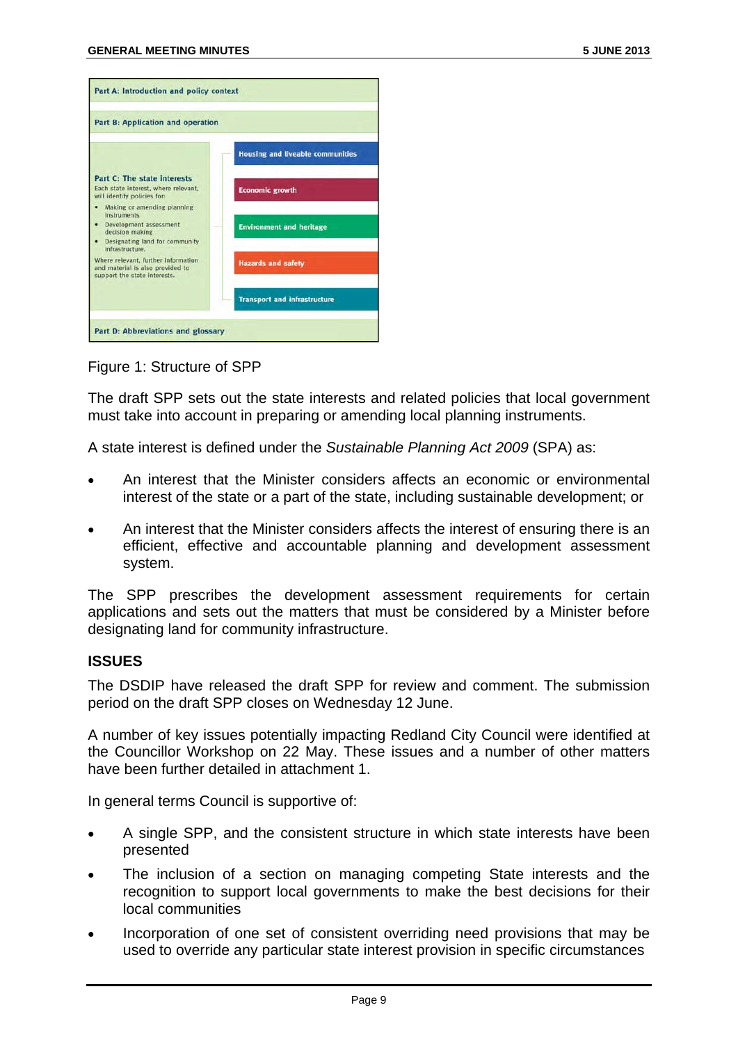Part A: Introduction and policy context

Part B: Application and operation

**Part C: The state interests**

Each state interest, where relevant, will identify policies for:

- Making or amending planning instruments
- Development assessment decision making
- Designating land for community infrastructure.

Where relevant, further information and material is also provided to support the state interests.

- Housing and liveable communities
- Economic growth
- Environment and heritage
- Hazards and safety
- Transport and infrastructure

Part D: Abbreviations and glossary

Figure 1: Structure of SPP

The draft SPP sets out the state interests and related policies that local government must take into account in preparing or amending local planning instruments.

A state interest is defined under the *Sustainable Planning Act 2009* (SPA) as:

- An interest that the Minister considers affects an economic or environmental interest of the state or a part of the state, including sustainable development; or
- An interest that the Minister considers affects the interest of ensuring there is an efficient, effective and accountable planning and development assessment system.

The SPP prescribes the development assessment requirements for certain applications and sets out the matters that must be considered by a Minister before designating land for community infrastructure.

## ISSUES

The DSDIP have released the draft SPP for review and comment. The submission period on the draft SPP closes on Wednesday 12 June.

A number of key issues potentially impacting Redland City Council were identified at the Councillor Workshop on 22 May. These issues and a number of other matters have been further detailed in attachment 1.

In general terms Council is supportive of:

- A single SPP, and the consistent structure in which state interests have been presented
- The inclusion of a section on managing competing State interests and the recognition to support local governments to make the best decisions for their local communities
- Incorporation of one set of consistent overriding need provisions that may be used to override any particular state interest provision in specific circumstances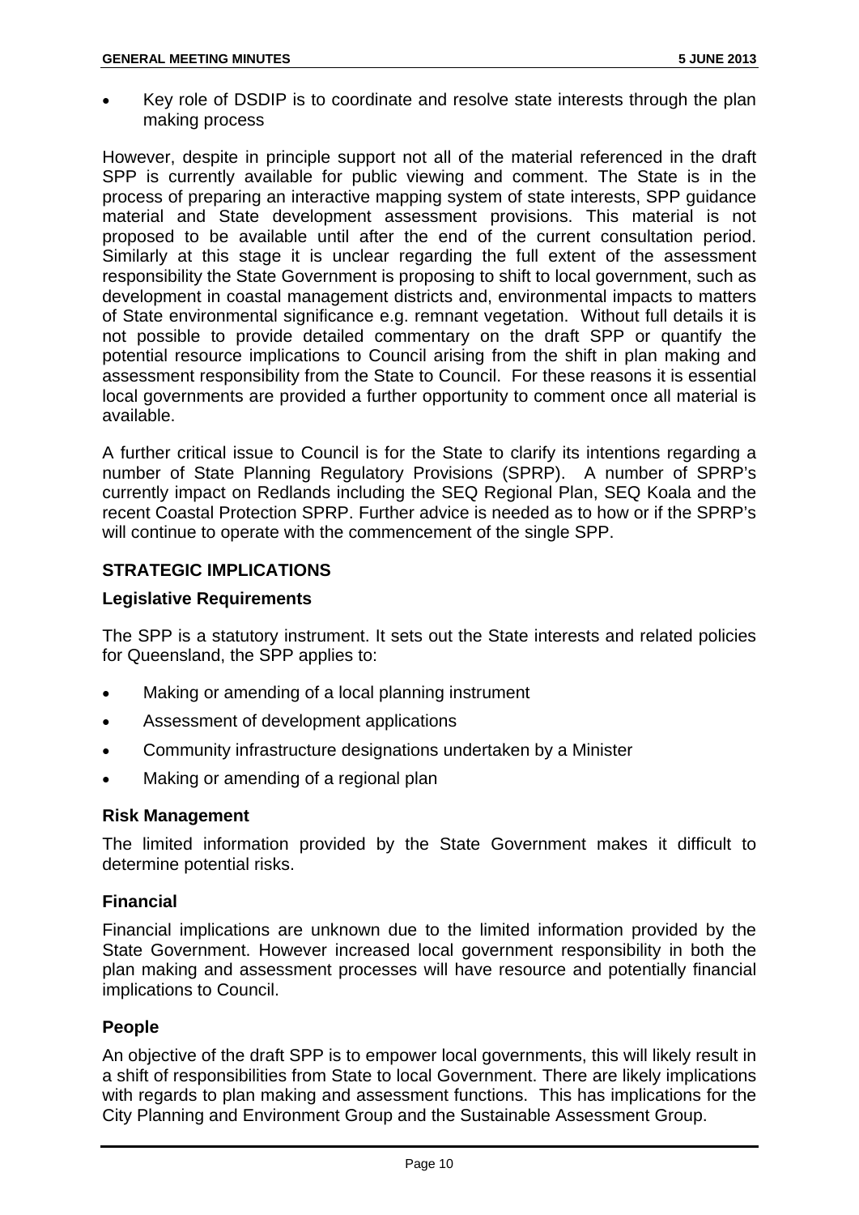- Key role of DSDIP is to coordinate and resolve state interests through the plan making process

However, despite in principle support not all of the material referenced in the draft SPP is currently available for public viewing and comment. The State is in the process of preparing an interactive mapping system of state interests, SPP guidance material and State development assessment provisions. This material is not proposed to be available until after the end of the current consultation period. Similarly at this stage it is unclear regarding the full extent of the assessment responsibility the State Government is proposing to shift to local government, such as development in coastal management districts and, environmental impacts to matters of State environmental significance e.g. remnant vegetation. Without full details it is not possible to provide detailed commentary on the draft SPP or quantify the potential resource implications to Council arising from the shift in plan making and assessment responsibility from the State to Council. For these reasons it is essential local governments are provided a further opportunity to comment once all material is available.

A further critical issue to Council is for the State to clarify its intentions regarding a number of State Planning Regulatory Provisions (SPRP). A number of SPRP's currently impact on Redlands including the SEQ Regional Plan, SEQ Koala and the recent Coastal Protection SPRP. Further advice is needed as to how or if the SPRP's will continue to operate with the commencement of the single SPP.

## STRATEGIC IMPLICATIONS

### Legislative Requirements

The SPP is a statutory instrument. It sets out the State interests and related policies for Queensland, the SPP applies to:

- Making or amending of a local planning instrument
- Assessment of development applications
- Community infrastructure designations undertaken by a Minister
- Making or amending of a regional plan

### Risk Management

The limited information provided by the State Government makes it difficult to determine potential risks.

### Financial

Financial implications are unknown due to the limited information provided by the State Government. However increased local government responsibility in both the plan making and assessment processes will have resource and potentially financial implications to Council.

### People

An objective of the draft SPP is to empower local governments, this will likely result in a shift of responsibilities from State to local Government. There are likely implications with regards to plan making and assessment functions. This has implications for the City Planning and Environment Group and the Sustainable Assessment Group.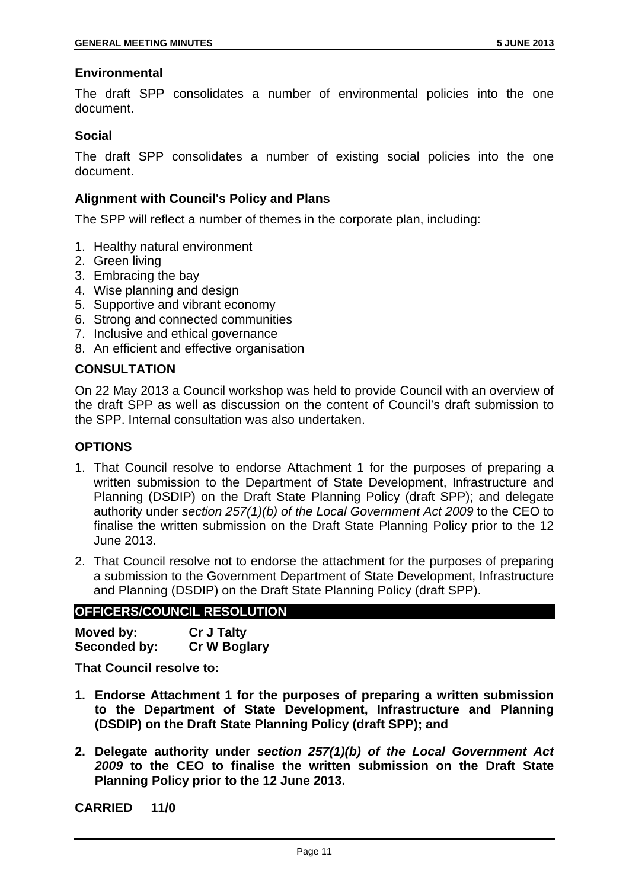### Environmental

The draft SPP consolidates a number of environmental policies into the one document.

### Social

The draft SPP consolidates a number of existing social policies into the one document.

### Alignment with Council's Policy and Plans

The SPP will reflect a number of themes in the corporate plan, including:

1. Healthy natural environment
2. Green living
3. Embracing the bay
4. Wise planning and design
5. Supportive and vibrant economy
6. Strong and connected communities
7. Inclusive and ethical governance
8. An efficient and effective organisation

## CONSULTATION

On 22 May 2013 a Council workshop was held to provide Council with an overview of the draft SPP as well as discussion on the content of Council's draft submission to the SPP. Internal consultation was also undertaken.

## OPTIONS

1. That Council resolve to endorse Attachment 1 for the purposes of preparing a written submission to the Department of State Development, Infrastructure and Planning (DSDIP) on the Draft State Planning Policy (draft SPP); and delegate authority under *section 257(1)(b) of the Local Government Act 2009* to the CEO to finalise the written submission on the Draft State Planning Policy prior to the 12 June 2013.
2. That Council resolve not to endorse the attachment for the purposes of preparing a submission to the Government Department of State Development, Infrastructure and Planning (DSDIP) on the Draft State Planning Policy (draft SPP).

## OFFICERS/COUNCIL RESOLUTION

**Moved by:** **Cr J Talty**
**Seconded by:** **Cr W Boglary**

**That Council resolve to:**

1. **Endorse Attachment 1 for the purposes of preparing a written submission to the Department of State Development, Infrastructure and Planning (DSDIP) on the Draft State Planning Policy (draft SPP); and**
2. **Delegate authority under *section 257(1)(b) of the Local Government Act 2009* to the CEO to finalise the written submission on the Draft State Planning Policy prior to the 12 June 2013.**

**CARRIED 11/0**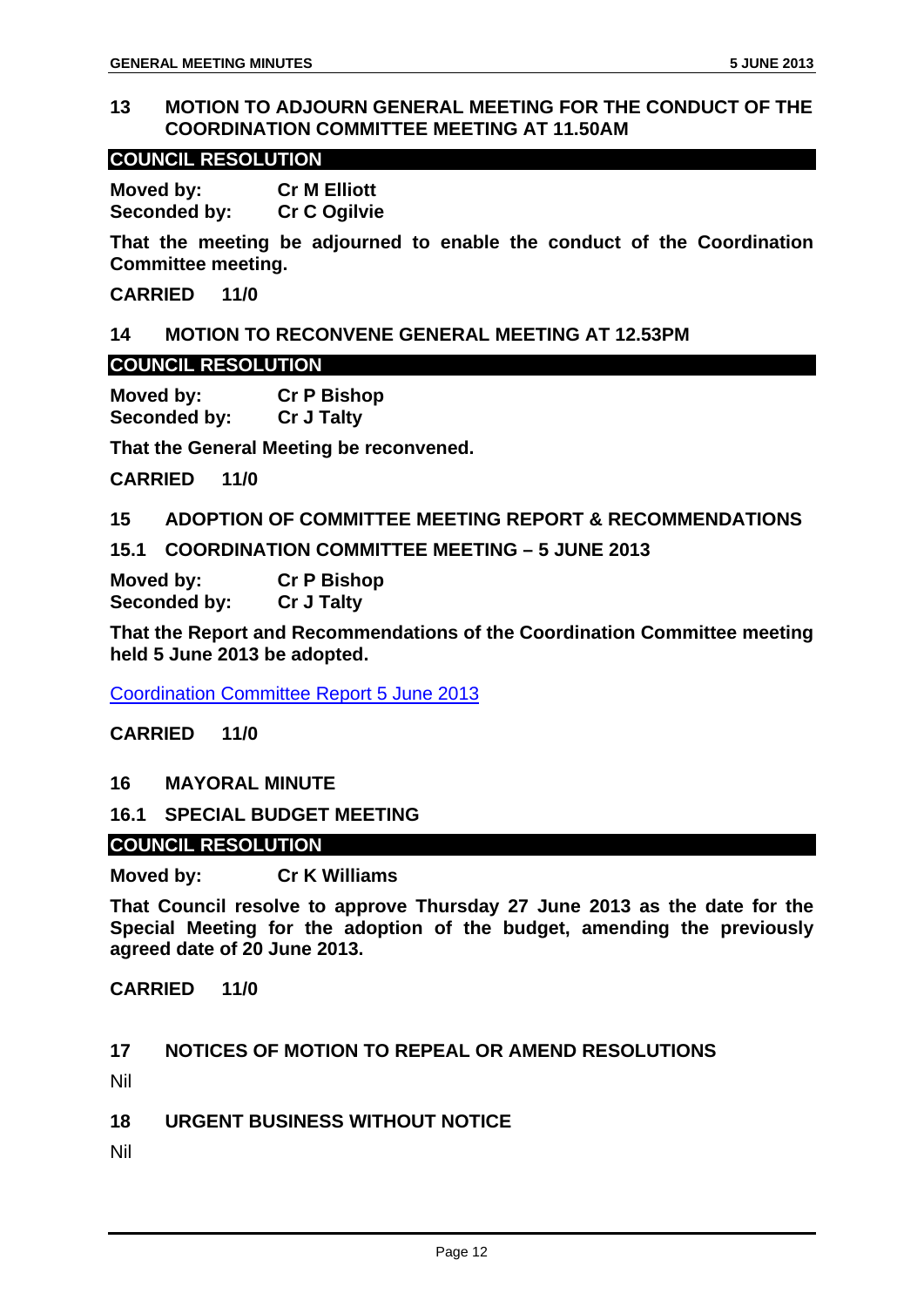## 13 MOTION TO ADJOURN GENERAL MEETING FOR THE CONDUCT OF THE COORDINATION COMMITTEE MEETING AT 11.50AM

**COUNCIL RESOLUTION**

**Moved by:** **Cr M Elliott**
**Seconded by:** **Cr C Ogilvie**

**That the meeting be adjourned to enable the conduct of the Coordination Committee meeting.**

**CARRIED 11/0**

## 14 MOTION TO RECONVENE GENERAL MEETING AT 12.53PM

**COUNCIL RESOLUTION**

**Moved by:** **Cr P Bishop**
**Seconded by:** **Cr J Talty**

**That the General Meeting be reconvened.**

**CARRIED 11/0**

## 15 ADOPTION OF COMMITTEE MEETING REPORT & RECOMMENDATIONS

### 15.1 COORDINATION COMMITTEE MEETING – 5 JUNE 2013

**Moved by:** **Cr P Bishop**
**Seconded by:** **Cr J Talty**

**That the Report and Recommendations of the Coordination Committee meeting held 5 June 2013 be adopted.**

Coordination Committee Report 5 June 2013

**CARRIED 11/0**

## 16 MAYORAL MINUTE

### 16.1 SPECIAL BUDGET MEETING

**COUNCIL RESOLUTION**

**Moved by:** **Cr K Williams**

**That Council resolve to approve Thursday 27 June 2013 as the date for the Special Meeting for the adoption of the budget, amending the previously agreed date of 20 June 2013.**

**CARRIED 11/0**

## 17 NOTICES OF MOTION TO REPEAL OR AMEND RESOLUTIONS

Nil

## 18 URGENT BUSINESS WITHOUT NOTICE

Nil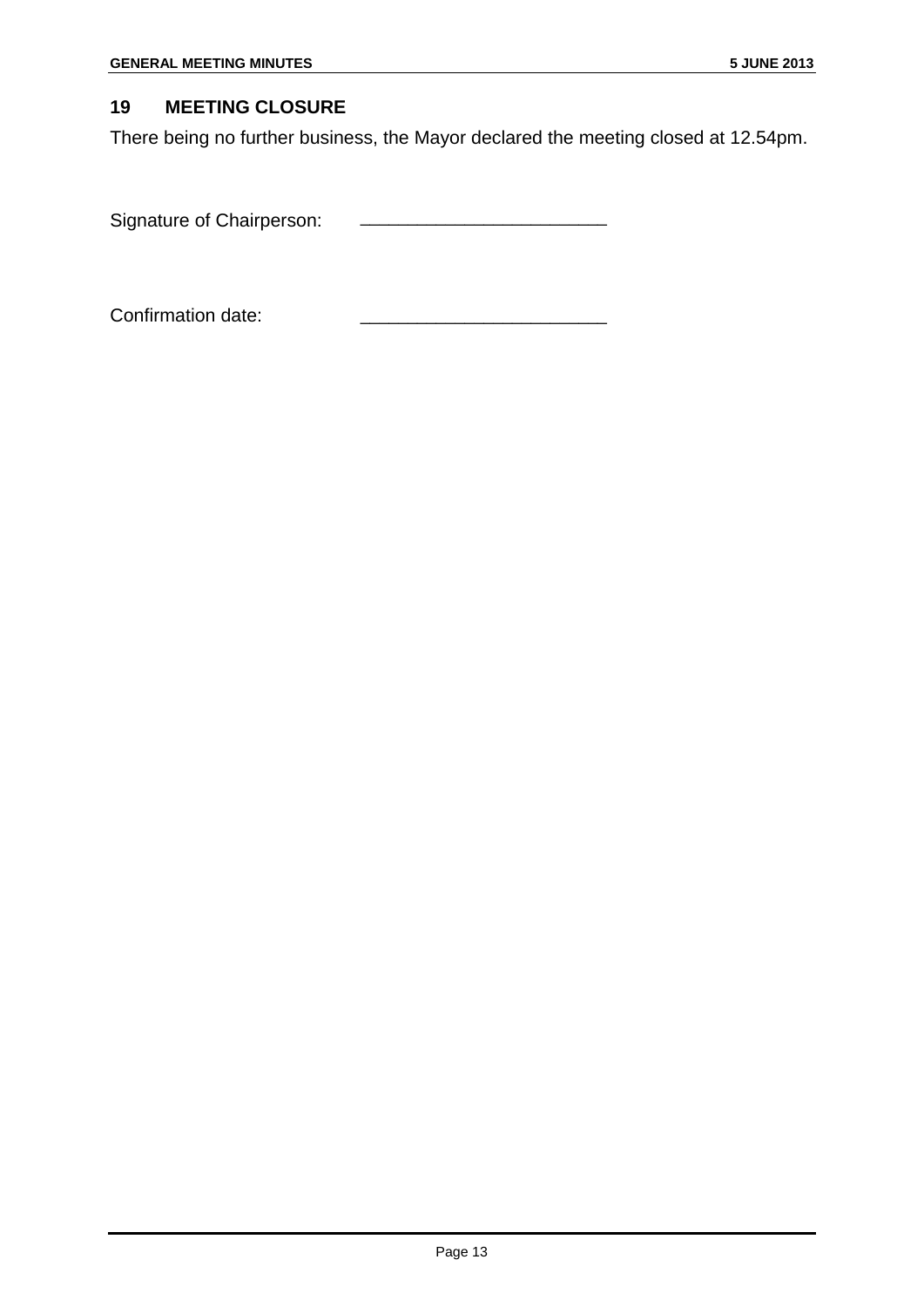## 19 MEETING CLOSURE

There being no further business, the Mayor declared the meeting closed at 12.54pm.

Signature of Chairperson: ________________________

Confirmation date: ________________________